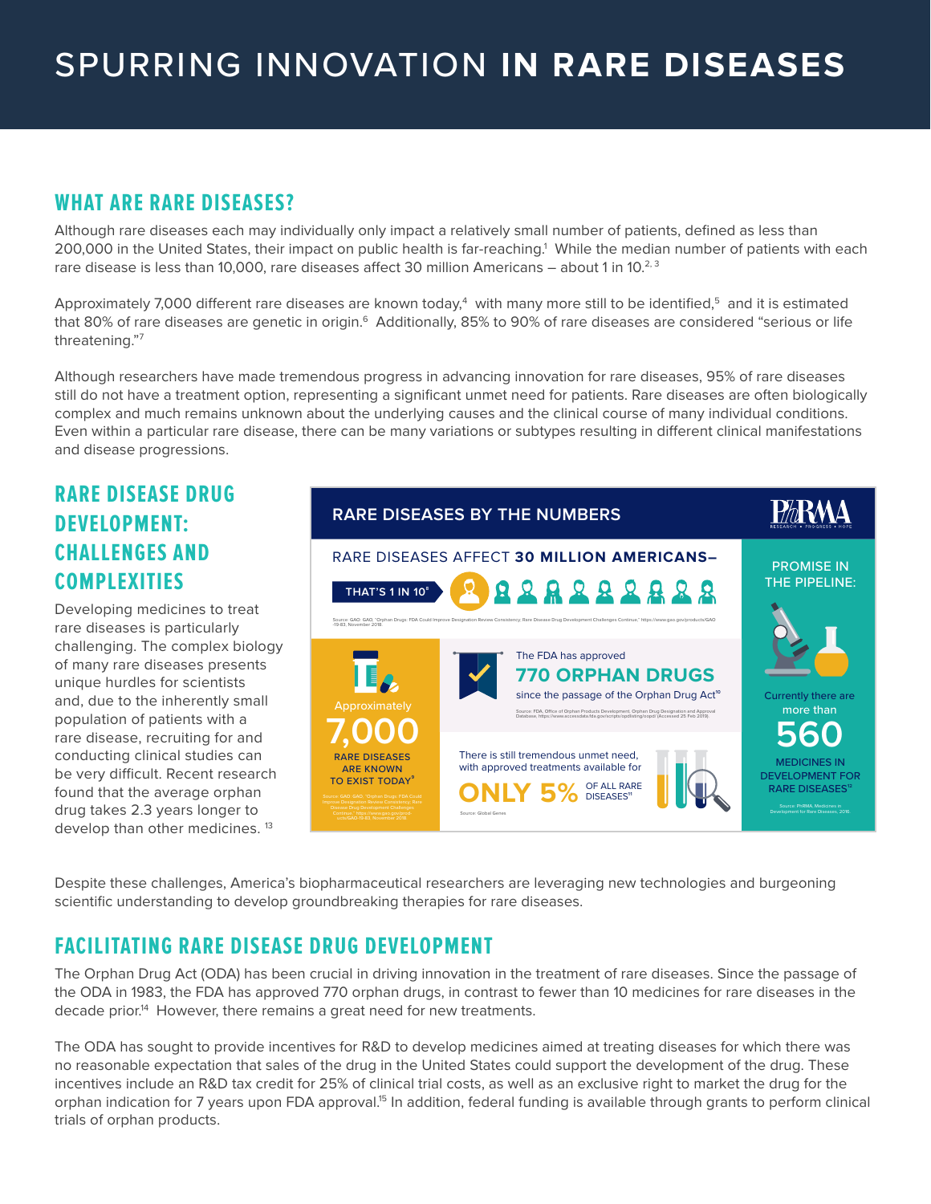# SPURRING INNOVATION **IN RARE DISEASES**

## WHAT ARE RARE DISEASES?

Although rare diseases each may individually only impact a relatively small number of patients, defined as less than 200,000 in the United States, their impact on public health is far-reaching.[1] While the median number of patients with each rare disease is less than 10,000, rare diseases affect 30 million Americans – about 1 in 10.[2, 3]

Approximately 7,000 different rare diseases are known today,[4] with many more still to be identified,[5] and it is estimated that 80% of rare diseases are genetic in origin.[6] Additionally, 85% to 90% of rare diseases are considered "serious or life threatening."[7]

Although researchers have made tremendous progress in advancing innovation for rare diseases, 95% of rare diseases still do not have a treatment option, representing a significant unmet need for patients. Rare diseases are often biologically complex and much remains unknown about the underlying causes and the clinical course of many individual conditions. Even within a particular rare disease, there can be many variations or subtypes resulting in different clinical manifestations and disease progressions.

## RARE DISEASE DRUG DEVELOPMENT: CHALLENGES AND COMPLEXITIES

Developing medicines to treat rare diseases is particularly challenging. The complex biology of many rare diseases presents unique hurdles for scientists and, due to the inherently small population of patients with a rare disease, recruiting for and conducting clinical studies can be very difficult. Recent research found that the average orphan drug takes 2.3 years longer to develop than other medicines.[13]

### RARE DISEASES BY THE NUMBERS

PhRMA — RESEARCH • PROGRESS • HOPE

RARE DISEASES AFFECT **30 MILLION AMERICANS–**

**THAT'S 1 IN 10**[8]

Source: GAO. GAO, "Orphan Drugs: FDA Could Improve Designation Review Consistency; Rare Disease Drug Development Challenges Continue," https://www.gao.gov/products/GAO-19-83. November 2018.

Approximately **7,000** RARE DISEASES ARE KNOWN TO EXIST TODAY[9]

Source: GAO. GAO, "Orphan Drugs: FDA Could Improve Designation Review Consistency; Rare Disease Drug Development Challenges Continue," https://www.gao.gov/products/GAO-19-83. November 2018.

The FDA has approved **770 ORPHAN DRUGS** since the passage of the Orphan Drug Act[10]

Source: FDA, Office of Orphan Products Development. Orphan Drug Designation and Approval Database. https://www.accessdata.fda.gov/scripts/opdlisting/oopd/ (Accessed 25 Feb 2019).

There is still tremendous unmet need, with approved treatments available for **ONLY 5%** OF ALL RARE DISEASES[11]

Source: Global Genes

PROMISE IN THE PIPELINE:

Currently there are more than **560** MEDICINES IN DEVELOPMENT FOR RARE DISEASES[12]

Source: PhRMA, Medicines in Development for Rare Diseases, 2016.

Despite these challenges, America's biopharmaceutical researchers are leveraging new technologies and burgeoning scientific understanding to develop groundbreaking therapies for rare diseases.

## FACILITATING RARE DISEASE DRUG DEVELOPMENT

The Orphan Drug Act (ODA) has been crucial in driving innovation in the treatment of rare diseases. Since the passage of the ODA in 1983, the FDA has approved 770 orphan drugs, in contrast to fewer than 10 medicines for rare diseases in the decade prior.[14] However, there remains a great need for new treatments.

The ODA has sought to provide incentives for R&D to develop medicines aimed at treating diseases for which there was no reasonable expectation that sales of the drug in the United States could support the development of the drug. These incentives include an R&D tax credit for 25% of clinical trial costs, as well as an exclusive right to market the drug for the orphan indication for 7 years upon FDA approval.[15] In addition, federal funding is available through grants to perform clinical trials of orphan products.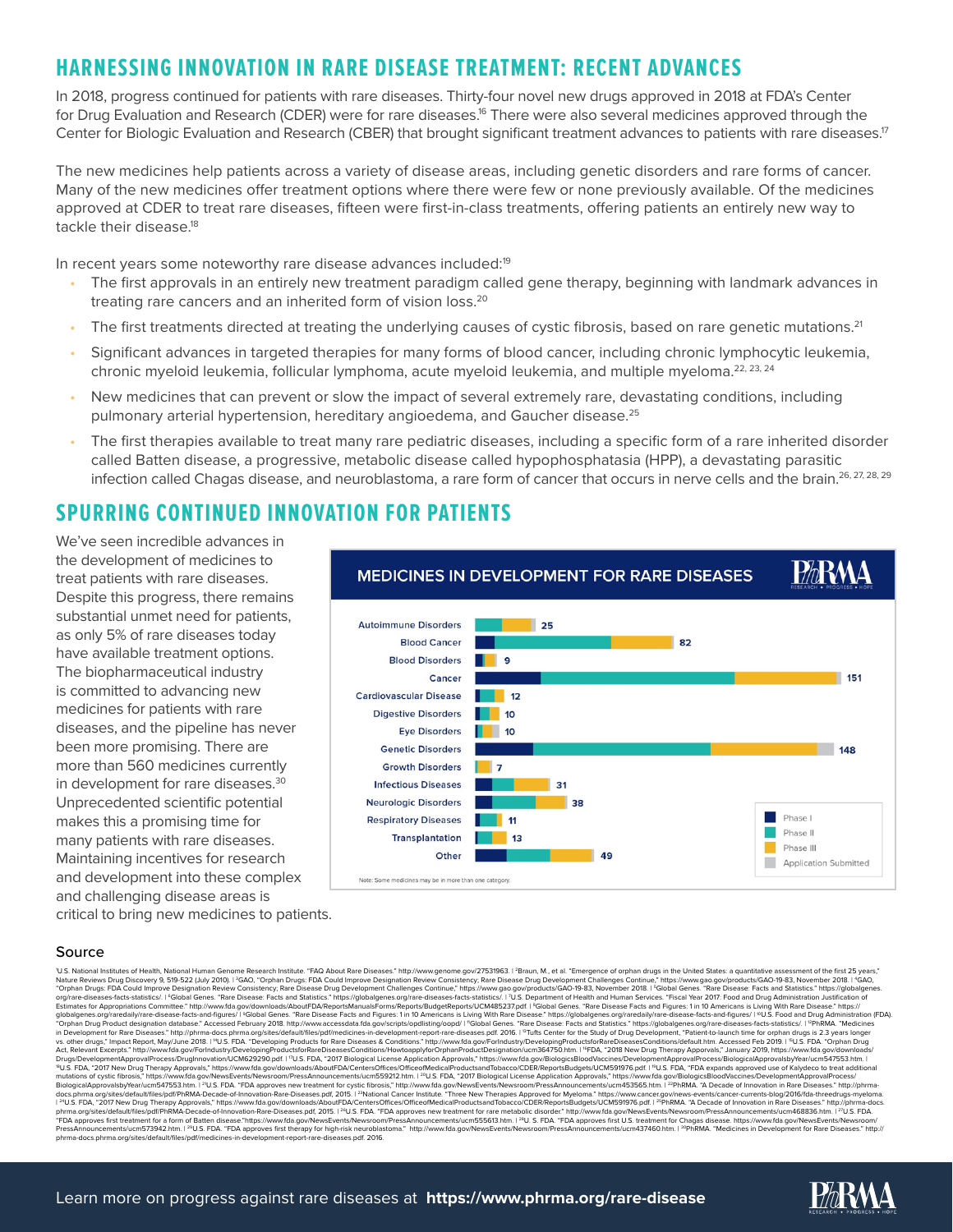## HARNESSING INNOVATION IN RARE DISEASE TREATMENT: RECENT ADVANCES

In 2018, progress continued for patients with rare diseases. Thirty-four novel new drugs approved in 2018 at FDA's Center for Drug Evaluation and Research (CDER) were for rare diseases.[16] There were also several medicines approved through the Center for Biologic Evaluation and Research (CBER) that brought significant treatment advances to patients with rare diseases.[17]

The new medicines help patients across a variety of disease areas, including genetic disorders and rare forms of cancer. Many of the new medicines offer treatment options where there were few or none previously available. Of the medicines approved at CDER to treat rare diseases, fifteen were first-in-class treatments, offering patients an entirely new way to tackle their disease.[18]

In recent years some noteworthy rare disease advances included:[19]

- The first approvals in an entirely new treatment paradigm called gene therapy, beginning with landmark advances in treating rare cancers and an inherited form of vision loss.[20]
- The first treatments directed at treating the underlying causes of cystic fibrosis, based on rare genetic mutations.[21]
- Significant advances in targeted therapies for many forms of blood cancer, including chronic lymphocytic leukemia, chronic myeloid leukemia, follicular lymphoma, acute myeloid leukemia, and multiple myeloma.[22, 23, 24]
- New medicines that can prevent or slow the impact of several extremely rare, devastating conditions, including pulmonary arterial hypertension, hereditary angioedema, and Gaucher disease.[25]
- The first therapies available to treat many rare pediatric diseases, including a specific form of a rare inherited disorder called Batten disease, a progressive, metabolic disease called hypophosphatasia (HPP), a devastating parasitic infection called Chagas disease, and neuroblastoma, a rare form of cancer that occurs in nerve cells and the brain.[26, 27, 28, 29]

## SPURRING CONTINUED INNOVATION FOR PATIENTS

We've seen incredible advances in the development of medicines to treat patients with rare diseases. Despite this progress, there remains substantial unmet need for patients, as only 5% of rare diseases today have available treatment options. The biopharmaceutical industry is committed to advancing new medicines for patients with rare diseases, and the pipeline has never been more promising. There are more than 560 medicines currently in development for rare diseases.[30] Unprecedented scientific potential makes this a promising time for many patients with rare diseases. Maintaining incentives for research and development into these complex and challenging disease areas is critical to bring new medicines to patients.

MEDICINES IN DEVELOPMENT FOR RARE DISEASES

PhRMA RESEARCH • PROGRESS • HOPE

Autoimmune Disorders 25
Blood Cancer 82
Blood Disorders 9
Cancer 151
Cardiovascular Disease 12
Digestive Disorders 10
Eye Disorders 10
Genetic Disorders 148
Growth Disorders 7
Infectious Diseases 31
Neurologic Disorders 38
Respiratory Diseases 11
Transplantation 13
Other 49

Phase I
Phase II
Phase III
Application Submitted

Note: Some medicines may be in more than one category.

### Source

[1]U.S. National Institutes of Health, National Human Genome Research Institute. "FAQ About Rare Diseases." http://www.genome.gov/27531963. | [2]Braun, M., et al. "Emergence of orphan drugs in the United States: a quantitative assessment of the first 25 years," Nature Reviews Drug Discovery 9, 519-522 (July 2010). | [3]GAO, "Orphan Drugs: FDA Could Improve Designation Review Consistency; Rare Disease Drug Development Challenges Continue," https://www.gao.gov/products/GAO-19-83, November 2018. | [4]GAO, "Orphan Drugs: FDA Could Improve Designation Review Consistency; Rare Disease Drug Development Challenges Continue," https://www.gao.gov/products/GAO-19-83, November 2018. | [5]Global Genes. "Rare Disease: Facts and Statistics." https://globalgenes.org/rare-diseases-facts-statistics/. | [6]Global Genes. "Rare Disease: Facts and Statistics." https://globalgenes.org/rare-diseases-facts-statistics/. | [7]U.S. Department of Health and Human Services. "Fiscal Year 2017: Food and Drug Administration Justification of Estimates for Appropriations Committee." http://www.fda.gov/downloads/AboutFDA/ReportsManualsForms/Reports/BudgetReports/UCM485237.pdf. | [8]Global Genes. "Rare Disease Facts and Figures: 1 in 10 Americans is Living With Rare Disease." https://globalgenes.org/raredaily/rare-disease-facts-and-figures/ | [9]Global Genes. "Rare Disease Facts and Figures: 1 in 10 Americans is Living With Rare Disease." https://globalgenes.org/raredaily/rare-disease-facts-and-figures/ | [10]U.S. Food and Drug Administration (FDA). "Orphan Drug Product designation database." Accessed February 2018. http://www.accessdata.fda.gov/scripts/opdlisting/oopd/ | [11]Global Genes. "Rare Disease: Facts and Statistics." https://globalgenes.org/rare-diseases-facts-statistics/. | [12]PhRMA. "Medicines in Development for Rare Diseases." http://phrma-docs.phrma.org/sites/default/files/pdf/medicines-in-development-report-rare-diseases.pdf. 2016. | [13]Tufts Center for the Study of Drug Development, "Patient-to-launch time for orphan drugs is 2.3 years longer vs. other drugs," Impact Report, May/June 2018. | [14]U.S. FDA. "Developing Products for Rare Diseases & Conditions." http://www.fda.gov/ForIndustry/DevelopingProductsforRareDiseasesConditions/default.htm. Accessed Feb 2019. | [15]U.S. FDA. "Orphan Drug Act, Relevant Excerpts." http://www.fda.gov/ForIndustry/DevelopingProductsforRareDiseasesConditions/HowtoapplyforOrphanProductDesignation/ucm364750.htm. | [16]FDA, "2018 New Drug Therapy Approvals," January 2019, https://www.fda.gov/downloads/Drugs/DevelopmentApprovalProcess/DrugInnovation/UCM629290.pdf. | [17]U.S. FDA, "2017 Biological License Application Approvals," https://www.fda.gov/BiologicsBloodVaccines/DevelopmentApprovalProcess/BiologicalApprovalsbyYear/ucm547553.htm. | [18]U.S. FDA, "2017 New Drug Therapy Approvals," https://www.fda.gov/downloads/AboutFDA/CentersOffices/OfficeofMedicalProductsandTobacco/CDER/ReportsBudgets/UCM591976.pdf. | [19]U.S. FDA, "FDA expands approved use of Kalydeco to treat additional mutations of cystic fibrosis," https://www.fda.gov/NewsEvents/Newsroom/PressAnnouncements/ucm559212.htm. | [20]U.S. FDA, "2017 Biological License Application Approvals," https://www.fda.gov/BiologicsBloodVaccines/DevelopmentApprovalProcess/BiologicalApprovalsbyYear/ucm547553.htm. | [21]U.S. FDA. "FDA approves new treatment for cystic fibrosis," http://www.fda.gov/NewsEvents/Newsroom/PressAnnouncements/ucm453565.htm. | [22]PhRMA. "A Decade of Innovation in Rare Diseases." http://phrma-docs.phrma.org/sites/default/files/pdf/PhRMA-Decade-of-Innovation-Rare-Diseases.pdf, 2015. | [23]National Cancer Institute. "Three New Therapies Approved for Myeloma." https://www.cancer.gov/news-events/cancer-currents-blog/2016/fda-threedrugs-myeloma. | [24]U.S. FDA, "2017 New Drug Therapy Approvals," https://www.fda.gov/downloads/AboutFDA/CentersOffices/OfficeofMedicalProductsandTobacco/CDER/ReportsBudgets/UCM591976.pdf. | [25]PhRMA. "A Decade of Innovation in Rare Diseases." http://phrma-docs.phrma.org/sites/default/files/pdf/PhRMA-Decade-of-Innovation-Rare-Diseases.pdf, 2015. | [26]U.S. FDA. "FDA approves new treatment for rare metabolic disorder." http://www.fda.gov/NewsEvents/Newsroom/PressAnnouncements/ucm468836.htm. | [27]U.S. FDA. "FDA approves first treatment for a form of Batten disease."https://www.fda.gov/NewsEvents/Newsroom/PressAnnouncements/ucm555613.htm. | [28]U. S. FDA. "FDA approves first U.S. treatment for Chagas disease. https://www.fda.gov/NewsEvents/Newsroom/PressAnnouncements/ucm573942.htm. | [29]U.S. FDA. "FDA approves first therapy for high-risk neuroblastoma." http://www.fda.gov/NewsEvents/Newsroom/PressAnnouncements/ucm437460.htm. | [30]PhRMA. "Medicines in Development for Rare Diseases." http://phrma-docs.phrma.org/sites/default/files/pdf/medicines-in-development-report-rare-diseases.pdf. 2016.

Learn more on progress against rare diseases at **https://www.phrma.org/rare-disease**